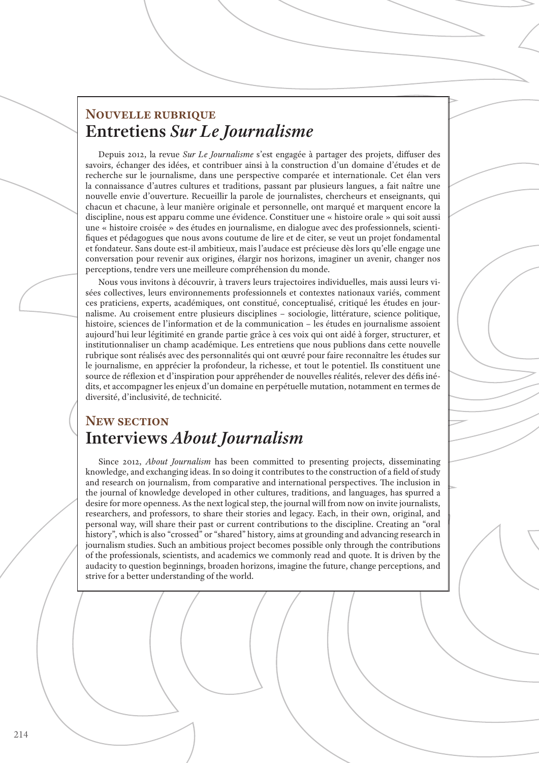## Nouvelle rubrique
# Entretiens *Sur Le Journalisme*

Depuis 2012, la revue *Sur Le Journalisme* s'est engagée à partager des projets, diffuser des savoirs, échanger des idées, et contribuer ainsi à la construction d'un domaine d'études et de recherche sur le journalisme, dans une perspective comparée et internationale. Cet élan vers la connaissance d'autres cultures et traditions, passant par plusieurs langues, a fait naître une nouvelle envie d'ouverture. Recueillir la parole de journalistes, chercheurs et enseignants, qui chacun et chacune, à leur manière originale et personnelle, ont marqué et marquent encore la discipline, nous est apparu comme une évidence. Constituer une « histoire orale » qui soit aussi une « histoire croisée » des études en journalisme, en dialogue avec des professionnels, scientifiques et pédagogues que nous avons coutume de lire et de citer, se veut un projet fondamental et fondateur. Sans doute est-il ambitieux, mais l'audace est précieuse dès lors qu'elle engage une conversation pour revenir aux origines, élargir nos horizons, imaginer un avenir, changer nos perceptions, tendre vers une meilleure compréhension du monde.

Nous vous invitons à découvrir, à travers leurs trajectoires individuelles, mais aussi leurs visées collectives, leurs environnements professionnels et contextes nationaux variés, comment ces praticiens, experts, académiques, ont constitué, conceptualisé, critiqué les études en journalisme. Au croisement entre plusieurs disciplines – sociologie, littérature, science politique, histoire, sciences de l'information et de la communication – les études en journalisme assoient aujourd'hui leur légitimité en grande partie grâce à ces voix qui ont aidé à forger, structurer, et institutionnaliser un champ académique. Les entretiens que nous publions dans cette nouvelle rubrique sont réalisés avec des personnalités qui ont œuvré pour faire reconnaître les études sur le journalisme, en apprécier la profondeur, la richesse, et tout le potentiel. Ils constituent une source de réflexion et d'inspiration pour appréhender de nouvelles réalités, relever des défis inédits, et accompagner les enjeux d'un domaine en perpétuelle mutation, notamment en termes de diversité, d'inclusivité, de technicité.

## New section
# Interviews *About Journalism*

Since 2012, *About Journalism* has been committed to presenting projects, disseminating knowledge, and exchanging ideas. In so doing it contributes to the construction of a field of study and research on journalism, from comparative and international perspectives. The inclusion in the journal of knowledge developed in other cultures, traditions, and languages, has spurred a desire for more openness. As the next logical step, the journal will from now on invite journalists, researchers, and professors, to share their stories and legacy. Each, in their own, original, and personal way, will share their past or current contributions to the discipline. Creating an "oral history", which is also "crossed" or "shared" history, aims at grounding and advancing research in journalism studies. Such an ambitious project becomes possible only through the contributions of the professionals, scientists, and academics we commonly read and quote. It is driven by the audacity to question beginnings, broaden horizons, imagine the future, change perceptions, and strive for a better understanding of the world.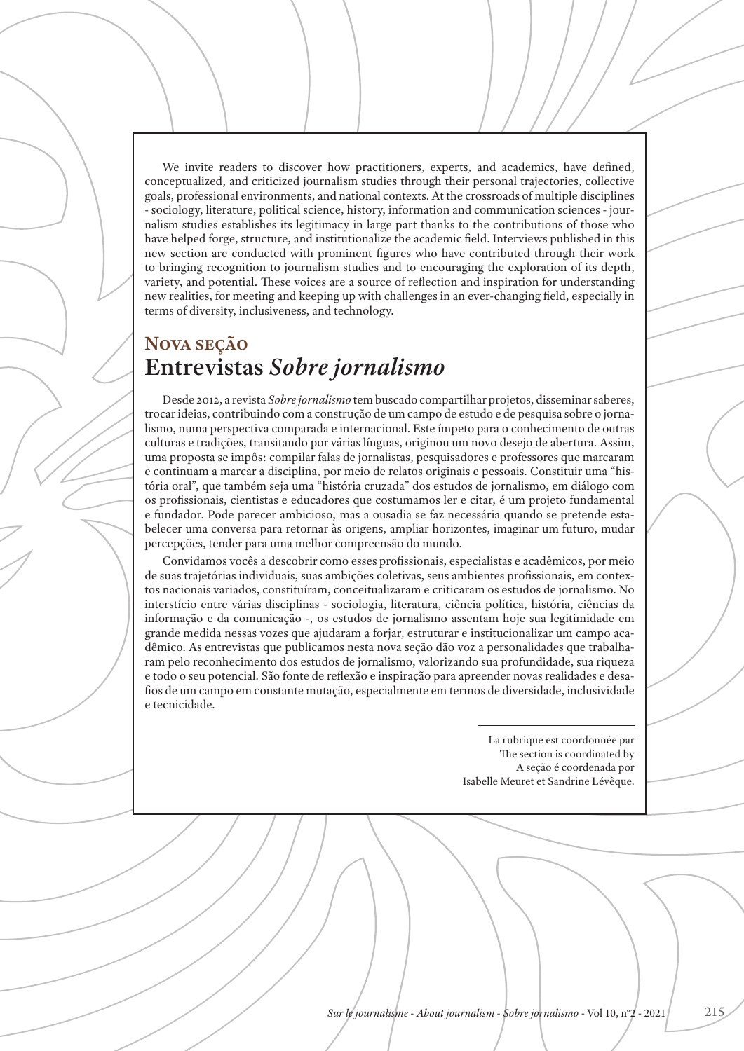We invite readers to discover how practitioners, experts, and academics, have defined, conceptualized, and criticized journalism studies through their personal trajectories, collective goals, professional environments, and national contexts. At the crossroads of multiple disciplines - sociology, literature, political science, history, information and communication sciences - journalism studies establishes its legitimacy in large part thanks to the contributions of those who have helped forge, structure, and institutionalize the academic field. Interviews published in this new section are conducted with prominent figures who have contributed through their work to bringing recognition to journalism studies and to encouraging the exploration of its depth, variety, and potential. These voices are a source of reflection and inspiration for understanding new realities, for meeting and keeping up with challenges in an ever-changing field, especially in terms of diversity, inclusiveness, and technology.

## Nova seção
# Entrevistas *Sobre jornalismo*

Desde 2012, a revista *Sobre jornalismo* tem buscado compartilhar projetos, disseminar saberes, trocar ideias, contribuindo com a construção de um campo de estudo e de pesquisa sobre o jornalismo, numa perspectiva comparada e internacional. Este ímpeto para o conhecimento de outras culturas e tradições, transitando por várias línguas, originou um novo desejo de abertura. Assim, uma proposta se impôs: compilar falas de jornalistas, pesquisadores e professores que marcaram e continuam a marcar a disciplina, por meio de relatos originais e pessoais. Constituir uma "história oral", que também seja uma "história cruzada" dos estudos de jornalismo, em diálogo com os profissionais, cientistas e educadores que costumamos ler e citar, é um projeto fundamental e fundador. Pode parecer ambicioso, mas a ousadia se faz necessária quando se pretende estabelecer uma conversa para retornar às origens, ampliar horizontes, imaginar um futuro, mudar percepções, tender para uma melhor compreensão do mundo.

Convidamos vocês a descobrir como esses profissionais, especialistas e acadêmicos, por meio de suas trajetórias individuais, suas ambições coletivas, seus ambientes profissionais, em contextos nacionais variados, constituíram, conceitualizaram e criticaram os estudos de jornalismo. No interstício entre várias disciplinas - sociologia, literatura, ciência política, história, ciências da informação e da comunicação -, os estudos de jornalismo assentam hoje sua legitimidade em grande medida nessas vozes que ajudaram a forjar, estruturar e institucionalizar um campo acadêmico. As entrevistas que publicamos nesta nova seção dão voz a personalidades que trabalharam pelo reconhecimento dos estudos de jornalismo, valorizando sua profundidade, sua riqueza e todo o seu potencial. São fonte de reflexão e inspiração para apreender novas realidades e desafios de um campo em constante mutação, especialmente em termos de diversidade, inclusividade e tecnicidade.

---

La rubrique est coordonnée par  
The section is coordinated by  
A seção é coordenada por  
Isabelle Meuret et Sandrine Lévêque.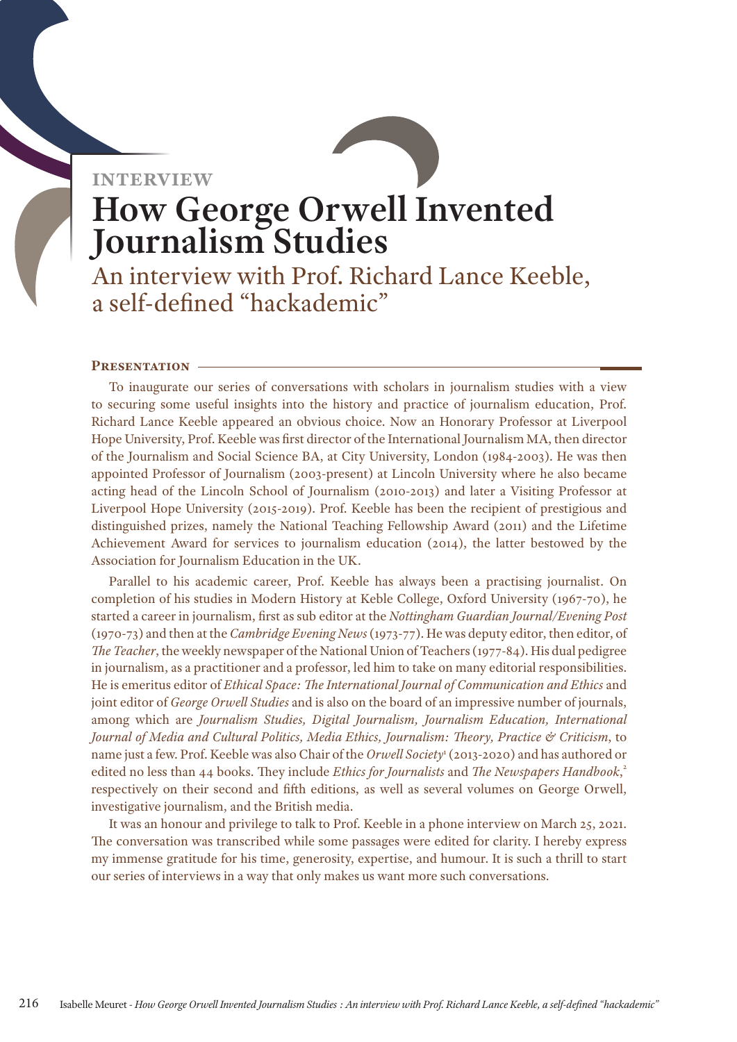INTERVIEW

# How George Orwell Invented Journalism Studies

## An interview with Prof. Richard Lance Keeble, a self-defined "hackademic"

### Presentation

To inaugurate our series of conversations with scholars in journalism studies with a view to securing some useful insights into the history and practice of journalism education, Prof. Richard Lance Keeble appeared an obvious choice. Now an Honorary Professor at Liverpool Hope University, Prof. Keeble was first director of the International Journalism MA, then director of the Journalism and Social Science BA, at City University, London (1984-2003). He was then appointed Professor of Journalism (2003-present) at Lincoln University where he also became acting head of the Lincoln School of Journalism (2010-2013) and later a Visiting Professor at Liverpool Hope University (2015-2019). Prof. Keeble has been the recipient of prestigious and distinguished prizes, namely the National Teaching Fellowship Award (2011) and the Lifetime Achievement Award for services to journalism education (2014), the latter bestowed by the Association for Journalism Education in the UK.

Parallel to his academic career, Prof. Keeble has always been a practising journalist. On completion of his studies in Modern History at Keble College, Oxford University (1967-70), he started a career in journalism, first as sub editor at the *Nottingham Guardian Journal/Evening Post* (1970-73) and then at the *Cambridge Evening News* (1973-77). He was deputy editor, then editor, of *The Teacher*, the weekly newspaper of the National Union of Teachers (1977-84). His dual pedigree in journalism, as a practitioner and a professor, led him to take on many editorial responsibilities. He is emeritus editor of *Ethical Space: The International Journal of Communication and Ethics* and joint editor of *George Orwell Studies* and is also on the board of an impressive number of journals, among which are *Journalism Studies, Digital Journalism, Journalism Education, International Journal of Media and Cultural Politics, Media Ethics, Journalism: Theory, Practice & Criticism*, to name just a few. Prof. Keeble was also Chair of the *Orwell Society*[1] (2013-2020) and has authored or edited no less than 44 books. They include *Ethics for Journalists* and *The Newspapers Handbook*,[2] respectively on their second and fifth editions, as well as several volumes on George Orwell, investigative journalism, and the British media.

It was an honour and privilege to talk to Prof. Keeble in a phone interview on March 25, 2021. The conversation was transcribed while some passages were edited for clarity. I hereby express my immense gratitude for his time, generosity, expertise, and humour. It is such a thrill to start our series of interviews in a way that only makes us want more such conversations.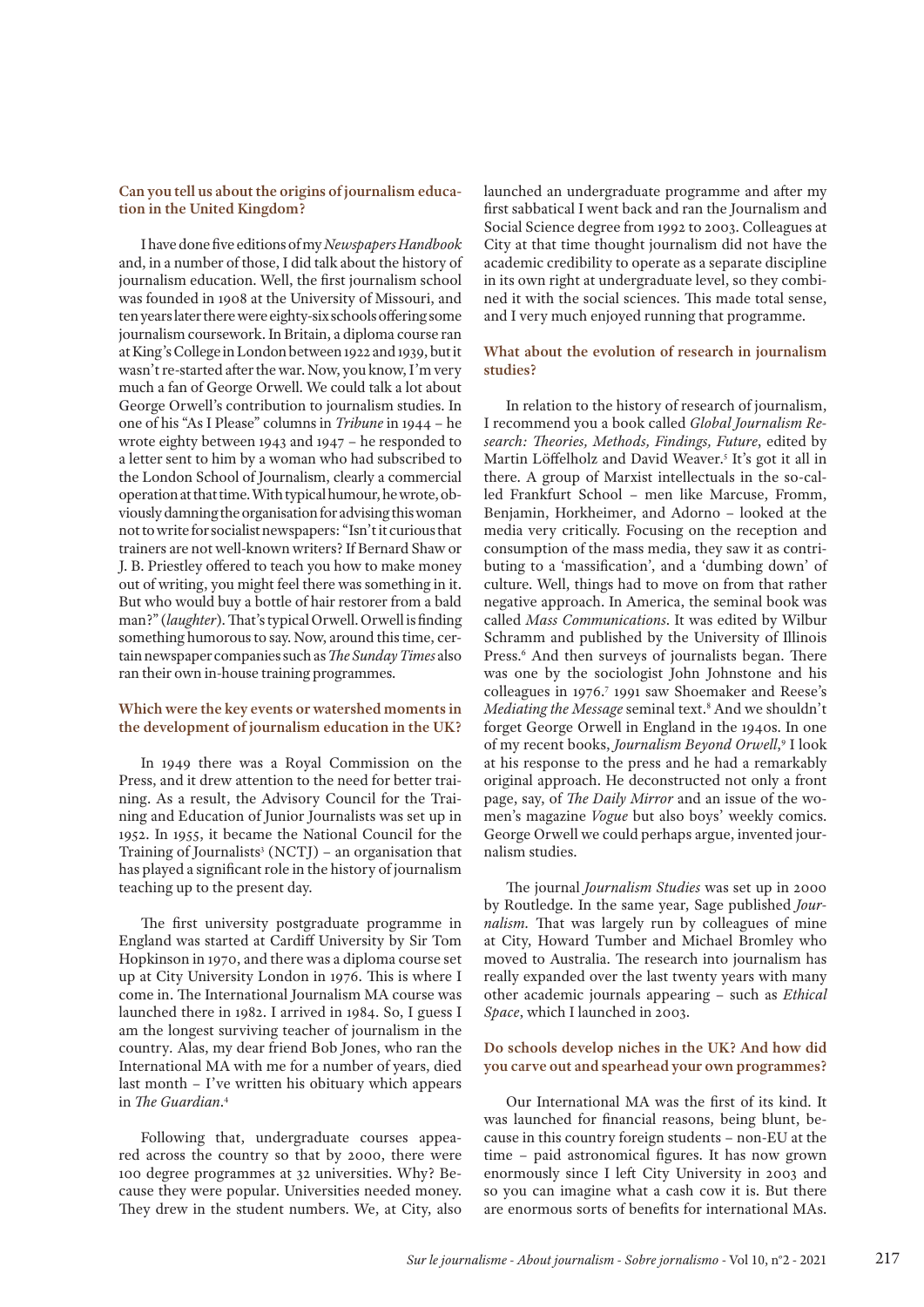**Can you tell us about the origins of journalism education in the United Kingdom?**

I have done five editions of my *Newspapers Handbook* and, in a number of those, I did talk about the history of journalism education. Well, the first journalism school was founded in 1908 at the University of Missouri, and ten years later there were eighty-six schools offering some journalism coursework. In Britain, a diploma course ran at King's College in London between 1922 and 1939, but it wasn't re-started after the war. Now, you know, I'm very much a fan of George Orwell. We could talk a lot about George Orwell's contribution to journalism studies. In one of his "As I Please" columns in *Tribune* in 1944 – he wrote eighty between 1943 and 1947 – he responded to a letter sent to him by a woman who had subscribed to the London School of Journalism, clearly a commercial operation at that time. With typical humour, he wrote, obviously damning the organisation for advising this woman not to write for socialist newspapers: "Isn't it curious that trainers are not well-known writers? If Bernard Shaw or J. B. Priestley offered to teach you how to make money out of writing, you might feel there was something in it. But who would buy a bottle of hair restorer from a bald man?" (*laughter*). That's typical Orwell. Orwell is finding something humorous to say. Now, around this time, certain newspaper companies such as *The Sunday Times* also ran their own in-house training programmes.

**Which were the key events or watershed moments in the development of journalism education in the UK?**

In 1949 there was a Royal Commission on the Press, and it drew attention to the need for better training. As a result, the Advisory Council for the Training and Education of Junior Journalists was set up in 1952. In 1955, it became the National Council for the Training of Journalists[3] (NCTJ) – an organisation that has played a significant role in the history of journalism teaching up to the present day.

The first university postgraduate programme in England was started at Cardiff University by Sir Tom Hopkinson in 1970, and there was a diploma course set up at City University London in 1976. This is where I come in. The International Journalism MA course was launched there in 1982. I arrived in 1984. So, I guess I am the longest surviving teacher of journalism in the country. Alas, my dear friend Bob Jones, who ran the International MA with me for a number of years, died last month – I've written his obituary which appears in *The Guardian*.[4]

Following that, undergraduate courses appeared across the country so that by 2000, there were 100 degree programmes at 32 universities. Why? Because they were popular. Universities needed money. They drew in the student numbers. We, at City, also launched an undergraduate programme and after my first sabbatical I went back and ran the Journalism and Social Science degree from 1992 to 2003. Colleagues at City at that time thought journalism did not have the academic credibility to operate as a separate discipline in its own right at undergraduate level, so they combined it with the social sciences. This made total sense, and I very much enjoyed running that programme.

**What about the evolution of research in journalism studies?**

In relation to the history of research of journalism, I recommend you a book called *Global Journalism Research: Theories, Methods, Findings, Future*, edited by Martin Löffelholz and David Weaver.[5] It's got it all in there. A group of Marxist intellectuals in the so-called Frankfurt School – men like Marcuse, Fromm, Benjamin, Horkheimer, and Adorno – looked at the media very critically. Focusing on the reception and consumption of the mass media, they saw it as contributing to a 'massification', and a 'dumbing down' of culture. Well, things had to move on from that rather negative approach. In America, the seminal book was called *Mass Communications*. It was edited by Wilbur Schramm and published by the University of Illinois Press.[6] And then surveys of journalists began. There was one by the sociologist John Johnstone and his colleagues in 1976.[7] 1991 saw Shoemaker and Reese's *Mediating the Message* seminal text.[8] And we shouldn't forget George Orwell in England in the 1940s. In one of my recent books, *Journalism Beyond Orwell*,[9] I look at his response to the press and he had a remarkably original approach. He deconstructed not only a front page, say, of *The Daily Mirror* and an issue of the women's magazine *Vogue* but also boys' weekly comics. George Orwell we could perhaps argue, invented journalism studies.

The journal *Journalism Studies* was set up in 2000 by Routledge. In the same year, Sage published *Journalism*. That was largely run by colleagues of mine at City, Howard Tumber and Michael Bromley who moved to Australia. The research into journalism has really expanded over the last twenty years with many other academic journals appearing – such as *Ethical Space*, which I launched in 2003.

**Do schools develop niches in the UK? And how did you carve out and spearhead your own programmes?**

Our International MA was the first of its kind. It was launched for financial reasons, being blunt, because in this country foreign students – non-EU at the time – paid astronomical figures. It has now grown enormously since I left City University in 2003 and so you can imagine what a cash cow it is. But there are enormous sorts of benefits for international MAs.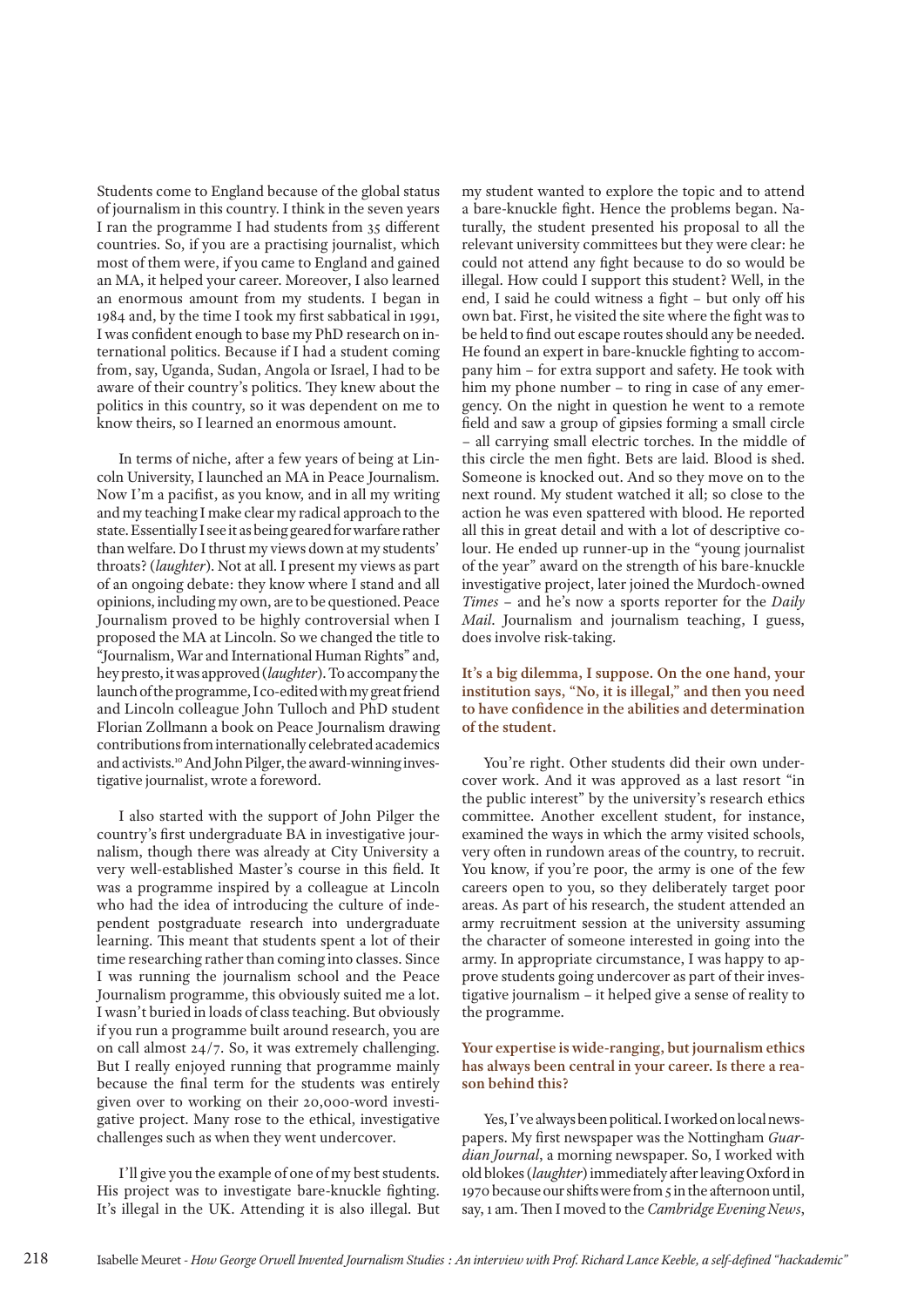Students come to England because of the global status of journalism in this country. I think in the seven years I ran the programme I had students from 35 different countries. So, if you are a practising journalist, which most of them were, if you came to England and gained an MA, it helped your career. Moreover, I also learned an enormous amount from my students. I began in 1984 and, by the time I took my first sabbatical in 1991, I was confident enough to base my PhD research on international politics. Because if I had a student coming from, say, Uganda, Sudan, Angola or Israel, I had to be aware of their country's politics. They knew about the politics in this country, so it was dependent on me to know theirs, so I learned an enormous amount.

In terms of niche, after a few years of being at Lincoln University, I launched an MA in Peace Journalism. Now I'm a pacifist, as you know, and in all my writing and my teaching I make clear my radical approach to the state. Essentially I see it as being geared for warfare rather than welfare. Do I thrust my views down at my students' throats? (*laughter*). Not at all. I present my views as part of an ongoing debate: they know where I stand and all opinions, including my own, are to be questioned. Peace Journalism proved to be highly controversial when I proposed the MA at Lincoln. So we changed the title to "Journalism, War and International Human Rights" and, hey presto, it was approved (*laughter*). To accompany the launch of the programme, I co-edited with my great friend and Lincoln colleague John Tulloch and PhD student Florian Zollmann a book on Peace Journalism drawing contributions from internationally celebrated academics and activists.[10] And John Pilger, the award-winning investigative journalist, wrote a foreword.

I also started with the support of John Pilger the country's first undergraduate BA in investigative journalism, though there was already at City University a very well-established Master's course in this field. It was a programme inspired by a colleague at Lincoln who had the idea of introducing the culture of independent postgraduate research into undergraduate learning. This meant that students spent a lot of their time researching rather than coming into classes. Since I was running the journalism school and the Peace Journalism programme, this obviously suited me a lot. I wasn't buried in loads of class teaching. But obviously if you run a programme built around research, you are on call almost 24/7. So, it was extremely challenging. But I really enjoyed running that programme mainly because the final term for the students was entirely given over to working on their 20,000-word investigative project. Many rose to the ethical, investigative challenges such as when they went undercover.

I'll give you the example of one of my best students. His project was to investigate bare-knuckle fighting. It's illegal in the UK. Attending it is also illegal. But my student wanted to explore the topic and to attend a bare-knuckle fight. Hence the problems began. Naturally, the student presented his proposal to all the relevant university committees but they were clear: he could not attend any fight because to do so would be illegal. How could I support this student? Well, in the end, I said he could witness a fight – but only off his own bat. First, he visited the site where the fight was to be held to find out escape routes should any be needed. He found an expert in bare-knuckle fighting to accompany him – for extra support and safety. He took with him my phone number – to ring in case of any emergency. On the night in question he went to a remote field and saw a group of gipsies forming a small circle – all carrying small electric torches. In the middle of this circle the men fight. Bets are laid. Blood is shed. Someone is knocked out. And so they move on to the next round. My student watched it all; so close to the action he was even spattered with blood. He reported all this in great detail and with a lot of descriptive colour. He ended up runner-up in the "young journalist of the year" award on the strength of his bare-knuckle investigative project, later joined the Murdoch-owned *Times* – and he's now a sports reporter for the *Daily Mail*. Journalism and journalism teaching, I guess, does involve risk-taking.

**It's a big dilemma, I suppose. On the one hand, your institution says, "No, it is illegal," and then you need to have confidence in the abilities and determination of the student.**

You're right. Other students did their own undercover work. And it was approved as a last resort "in the public interest" by the university's research ethics committee. Another excellent student, for instance, examined the ways in which the army visited schools, very often in rundown areas of the country, to recruit. You know, if you're poor, the army is one of the few careers open to you, so they deliberately target poor areas. As part of his research, the student attended an army recruitment session at the university assuming the character of someone interested in going into the army. In appropriate circumstance, I was happy to approve students going undercover as part of their investigative journalism – it helped give a sense of reality to the programme.

**Your expertise is wide-ranging, but journalism ethics has always been central in your career. Is there a reason behind this?**

Yes, I've always been political. I worked on local newspapers. My first newspaper was the Nottingham *Guardian Journal*, a morning newspaper. So, I worked with old blokes (*laughter*) immediately after leaving Oxford in 1970 because our shifts were from 5 in the afternoon until, say, 1 am. Then I moved to the *Cambridge Evening News*,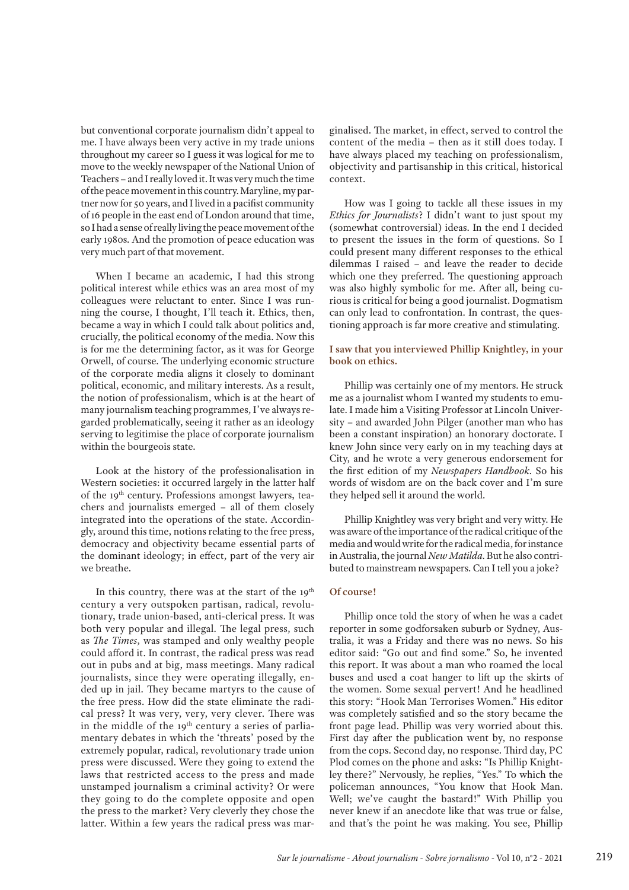but conventional corporate journalism didn't appeal to me. I have always been very active in my trade unions throughout my career so I guess it was logical for me to move to the weekly newspaper of the National Union of Teachers – and I really loved it. It was very much the time of the peace movement in this country. Maryline, my partner now for 50 years, and I lived in a pacifist community of 16 people in the east end of London around that time, so I had a sense of really living the peace movement of the early 1980s. And the promotion of peace education was very much part of that movement.

When I became an academic, I had this strong political interest while ethics was an area most of my colleagues were reluctant to enter. Since I was running the course, I thought, I'll teach it. Ethics, then, became a way in which I could talk about politics and, crucially, the political economy of the media. Now this is for me the determining factor, as it was for George Orwell, of course. The underlying economic structure of the corporate media aligns it closely to dominant political, economic, and military interests. As a result, the notion of professionalism, which is at the heart of many journalism teaching programmes, I've always regarded problematically, seeing it rather as an ideology serving to legitimise the place of corporate journalism within the bourgeois state.

Look at the history of the professionalisation in Western societies: it occurred largely in the latter half of the 19th century. Professions amongst lawyers, teachers and journalists emerged – all of them closely integrated into the operations of the state. Accordingly, around this time, notions relating to the free press, democracy and objectivity became essential parts of the dominant ideology; in effect, part of the very air we breathe.

In this country, there was at the start of the 19th century a very outspoken partisan, radical, revolutionary, trade union-based, anti-clerical press. It was both very popular and illegal. The legal press, such as *The Times*, was stamped and only wealthy people could afford it. In contrast, the radical press was read out in pubs and at big, mass meetings. Many radical journalists, since they were operating illegally, ended up in jail. They became martyrs to the cause of the free press. How did the state eliminate the radical press? It was very, very, very clever. There was in the middle of the 19th century a series of parliamentary debates in which the 'threats' posed by the extremely popular, radical, revolutionary trade union press were discussed. Were they going to extend the laws that restricted access to the press and made unstamped journalism a criminal activity? Or were they going to do the complete opposite and open the press to the market? Very cleverly they chose the latter. Within a few years the radical press was marginalised. The market, in effect, served to control the content of the media – then as it still does today. I have always placed my teaching on professionalism, objectivity and partisanship in this critical, historical context.

How was I going to tackle all these issues in my *Ethics for Journalists*? I didn't want to just spout my (somewhat controversial) ideas. In the end I decided to present the issues in the form of questions. So I could present many different responses to the ethical dilemmas I raised – and leave the reader to decide which one they preferred. The questioning approach was also highly symbolic for me. After all, being curious is critical for being a good journalist. Dogmatism can only lead to confrontation. In contrast, the questioning approach is far more creative and stimulating.

**I saw that you interviewed Phillip Knightley, in your book on ethics.**

Phillip was certainly one of my mentors. He struck me as a journalist whom I wanted my students to emulate. I made him a Visiting Professor at Lincoln University – and awarded John Pilger (another man who has been a constant inspiration) an honorary doctorate. I knew John since very early on in my teaching days at City, and he wrote a very generous endorsement for the first edition of my *Newspapers Handbook*. So his words of wisdom are on the back cover and I'm sure they helped sell it around the world.

Phillip Knightley was very bright and very witty. He was aware of the importance of the radical critique of the media and would write for the radical media, for instance in Australia, the journal *New Matilda*. But he also contributed to mainstream newspapers. Can I tell you a joke?

**Of course!**

Phillip once told the story of when he was a cadet reporter in some godforsaken suburb or Sydney, Australia, it was a Friday and there was no news. So his editor said: "Go out and find some." So, he invented this report. It was about a man who roamed the local buses and used a coat hanger to lift up the skirts of the women. Some sexual pervert! And he headlined this story: "Hook Man Terrorises Women." His editor was completely satisfied and so the story became the front page lead. Phillip was very worried about this. First day after the publication went by, no response from the cops. Second day, no response. Third day, PC Plod comes on the phone and asks: "Is Phillip Knightley there?" Nervously, he replies, "Yes." To which the policeman announces, "You know that Hook Man. Well; we've caught the bastard!" With Phillip you never knew if an anecdote like that was true or false, and that's the point he was making. You see, Phillip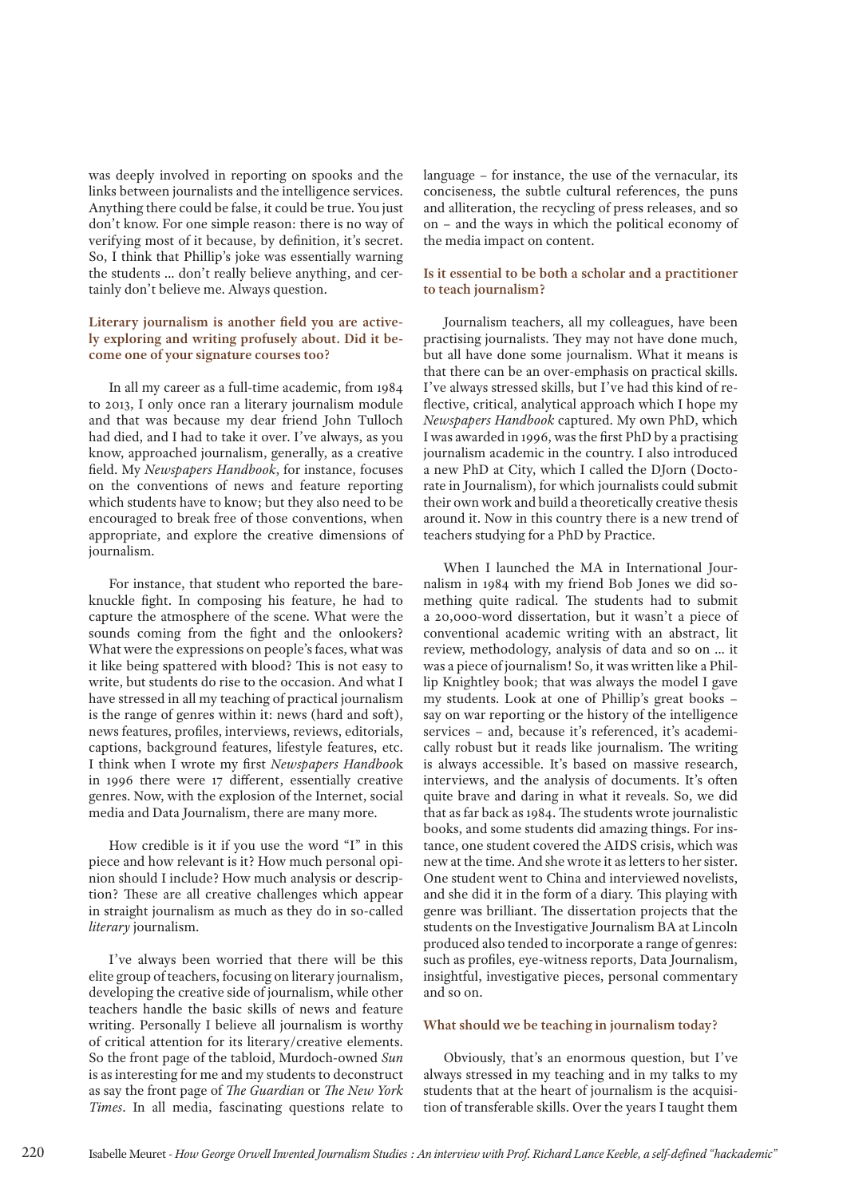was deeply involved in reporting on spooks and the links between journalists and the intelligence services. Anything there could be false, it could be true. You just don't know. For one simple reason: there is no way of verifying most of it because, by definition, it's secret. So, I think that Phillip's joke was essentially warning the students ... don't really believe anything, and certainly don't believe me. Always question.

**Literary journalism is another field you are actively exploring and writing profusely about. Did it become one of your signature courses too?**

In all my career as a full-time academic, from 1984 to 2013, I only once ran a literary journalism module and that was because my dear friend John Tulloch had died, and I had to take it over. I've always, as you know, approached journalism, generally, as a creative field. My *Newspapers Handbook*, for instance, focuses on the conventions of news and feature reporting which students have to know; but they also need to be encouraged to break free of those conventions, when appropriate, and explore the creative dimensions of journalism.

For instance, that student who reported the bare-knuckle fight. In composing his feature, he had to capture the atmosphere of the scene. What were the sounds coming from the fight and the onlookers? What were the expressions on people's faces, what was it like being spattered with blood? This is not easy to write, but students do rise to the occasion. And what I have stressed in all my teaching of practical journalism is the range of genres within it: news (hard and soft), news features, profiles, interviews, reviews, editorials, captions, background features, lifestyle features, etc. I think when I wrote my first *Newspapers Handbook* in 1996 there were 17 different, essentially creative genres. Now, with the explosion of the Internet, social media and Data Journalism, there are many more.

How credible is it if you use the word "I" in this piece and how relevant is it? How much personal opinion should I include? How much analysis or description? These are all creative challenges which appear in straight journalism as much as they do in so-called *literary* journalism.

I've always been worried that there will be this elite group of teachers, focusing on literary journalism, developing the creative side of journalism, while other teachers handle the basic skills of news and feature writing. Personally I believe all journalism is worthy of critical attention for its literary/creative elements. So the front page of the tabloid, Murdoch-owned *Sun* is as interesting for me and my students to deconstruct as say the front page of *The Guardian* or *The New York Times*. In all media, fascinating questions relate to language – for instance, the use of the vernacular, its conciseness, the subtle cultural references, the puns and alliteration, the recycling of press releases, and so on – and the ways in which the political economy of the media impact on content.

**Is it essential to be both a scholar and a practitioner to teach journalism?**

Journalism teachers, all my colleagues, have been practising journalists. They may not have done much, but all have done some journalism. What it means is that there can be an over-emphasis on practical skills. I've always stressed skills, but I've had this kind of reflective, critical, analytical approach which I hope my *Newspapers Handbook* captured. My own PhD, which I was awarded in 1996, was the first PhD by a practising journalism academic in the country. I also introduced a new PhD at City, which I called the DJorn (Doctorate in Journalism), for which journalists could submit their own work and build a theoretically creative thesis around it. Now in this country there is a new trend of teachers studying for a PhD by Practice.

When I launched the MA in International Journalism in 1984 with my friend Bob Jones we did something quite radical. The students had to submit a 20,000-word dissertation, but it wasn't a piece of conventional academic writing with an abstract, lit review, methodology, analysis of data and so on ... it was a piece of journalism! So, it was written like a Phillip Knightley book; that was always the model I gave my students. Look at one of Phillip's great books – say on war reporting or the history of the intelligence services – and, because it's referenced, it's academically robust but it reads like journalism. The writing is always accessible. It's based on massive research, interviews, and the analysis of documents. It's often quite brave and daring in what it reveals. So, we did that as far back as 1984. The students wrote journalistic books, and some students did amazing things. For instance, one student covered the AIDS crisis, which was new at the time. And she wrote it as letters to her sister. One student went to China and interviewed novelists, and she did it in the form of a diary. This playing with genre was brilliant. The dissertation projects that the students on the Investigative Journalism BA at Lincoln produced also tended to incorporate a range of genres: such as profiles, eye-witness reports, Data Journalism, insightful, investigative pieces, personal commentary and so on.

**What should we be teaching in journalism today?**

Obviously, that's an enormous question, but I've always stressed in my teaching and in my talks to my students that at the heart of journalism is the acquisition of transferable skills. Over the years I taught them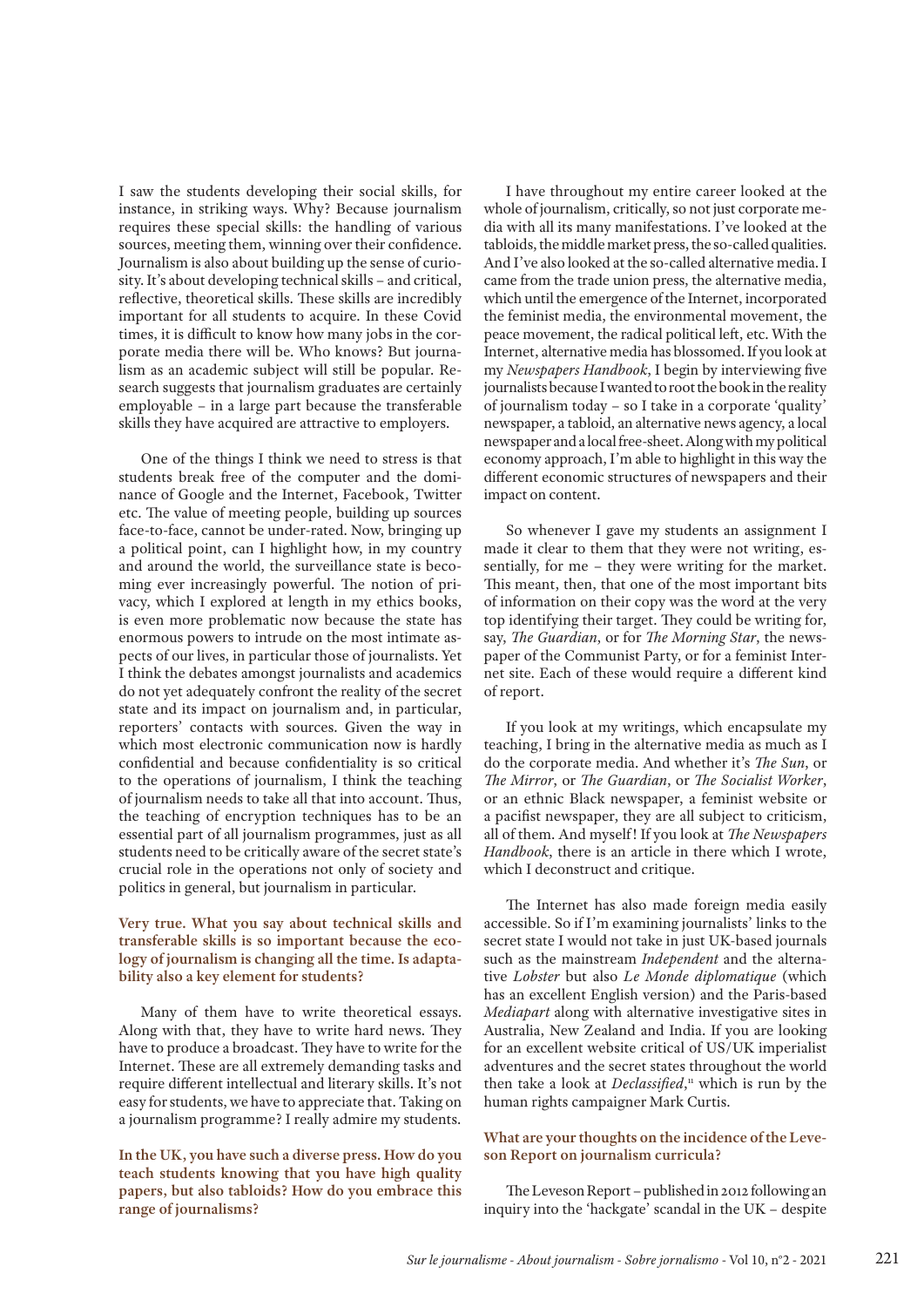I saw the students developing their social skills, for instance, in striking ways. Why? Because journalism requires these special skills: the handling of various sources, meeting them, winning over their confidence. Journalism is also about building up the sense of curiosity. It's about developing technical skills – and critical, reflective, theoretical skills. These skills are incredibly important for all students to acquire. In these Covid times, it is difficult to know how many jobs in the corporate media there will be. Who knows? But journalism as an academic subject will still be popular. Research suggests that journalism graduates are certainly employable – in a large part because the transferable skills they have acquired are attractive to employers.

One of the things I think we need to stress is that students break free of the computer and the dominance of Google and the Internet, Facebook, Twitter etc. The value of meeting people, building up sources face-to-face, cannot be under-rated. Now, bringing up a political point, can I highlight how, in my country and around the world, the surveillance state is becoming ever increasingly powerful. The notion of privacy, which I explored at length in my ethics books, is even more problematic now because the state has enormous powers to intrude on the most intimate aspects of our lives, in particular those of journalists. Yet I think the debates amongst journalists and academics do not yet adequately confront the reality of the secret state and its impact on journalism and, in particular, reporters' contacts with sources. Given the way in which most electronic communication now is hardly confidential and because confidentiality is so critical to the operations of journalism, I think the teaching of journalism needs to take all that into account. Thus, the teaching of encryption techniques has to be an essential part of all journalism programmes, just as all students need to be critically aware of the secret state's crucial role in the operations not only of society and politics in general, but journalism in particular.

**Very true. What you say about technical skills and transferable skills is so important because the ecology of journalism is changing all the time. Is adaptability also a key element for students?**

Many of them have to write theoretical essays. Along with that, they have to write hard news. They have to produce a broadcast. They have to write for the Internet. These are all extremely demanding tasks and require different intellectual and literary skills. It's not easy for students, we have to appreciate that. Taking on a journalism programme? I really admire my students.

**In the UK, you have such a diverse press. How do you teach students knowing that you have high quality papers, but also tabloids? How do you embrace this range of journalisms?**

I have throughout my entire career looked at the whole of journalism, critically, so not just corporate media with all its many manifestations. I've looked at the tabloids, the middle market press, the so-called qualities. And I've also looked at the so-called alternative media. I came from the trade union press, the alternative media, which until the emergence of the Internet, incorporated the feminist media, the environmental movement, the peace movement, the radical political left, etc. With the Internet, alternative media has blossomed. If you look at my *Newspapers Handbook*, I begin by interviewing five journalists because I wanted to root the book in the reality of journalism today – so I take in a corporate 'quality' newspaper, a tabloid, an alternative news agency, a local newspaper and a local free-sheet. Along with my political economy approach, I'm able to highlight in this way the different economic structures of newspapers and their impact on content.

So whenever I gave my students an assignment I made it clear to them that they were not writing, essentially, for me – they were writing for the market. This meant, then, that one of the most important bits of information on their copy was the word at the very top identifying their target. They could be writing for, say, *The Guardian*, or for *The Morning Star*, the newspaper of the Communist Party, or for a feminist Internet site. Each of these would require a different kind of report.

If you look at my writings, which encapsulate my teaching, I bring in the alternative media as much as I do the corporate media. And whether it's *The Sun*, or *The Mirror*, or *The Guardian*, or *The Socialist Worker*, or an ethnic Black newspaper, a feminist website or a pacifist newspaper, they are all subject to criticism, all of them. And myself! If you look at *The Newspapers Handbook*, there is an article in there which I wrote, which I deconstruct and critique.

The Internet has also made foreign media easily accessible. So if I'm examining journalists' links to the secret state I would not take in just UK-based journals such as the mainstream *Independent* and the alternative *Lobster* but also *Le Monde diplomatique* (which has an excellent English version) and the Paris-based *Mediapart* along with alternative investigative sites in Australia, New Zealand and India. If you are looking for an excellent website critical of US/UK imperialist adventures and the secret states throughout the world then take a look at *Declassified*,[11] which is run by the human rights campaigner Mark Curtis.

**What are your thoughts on the incidence of the Leveson Report on journalism curricula?**

The Leveson Report – published in 2012 following an inquiry into the 'hackgate' scandal in the UK – despite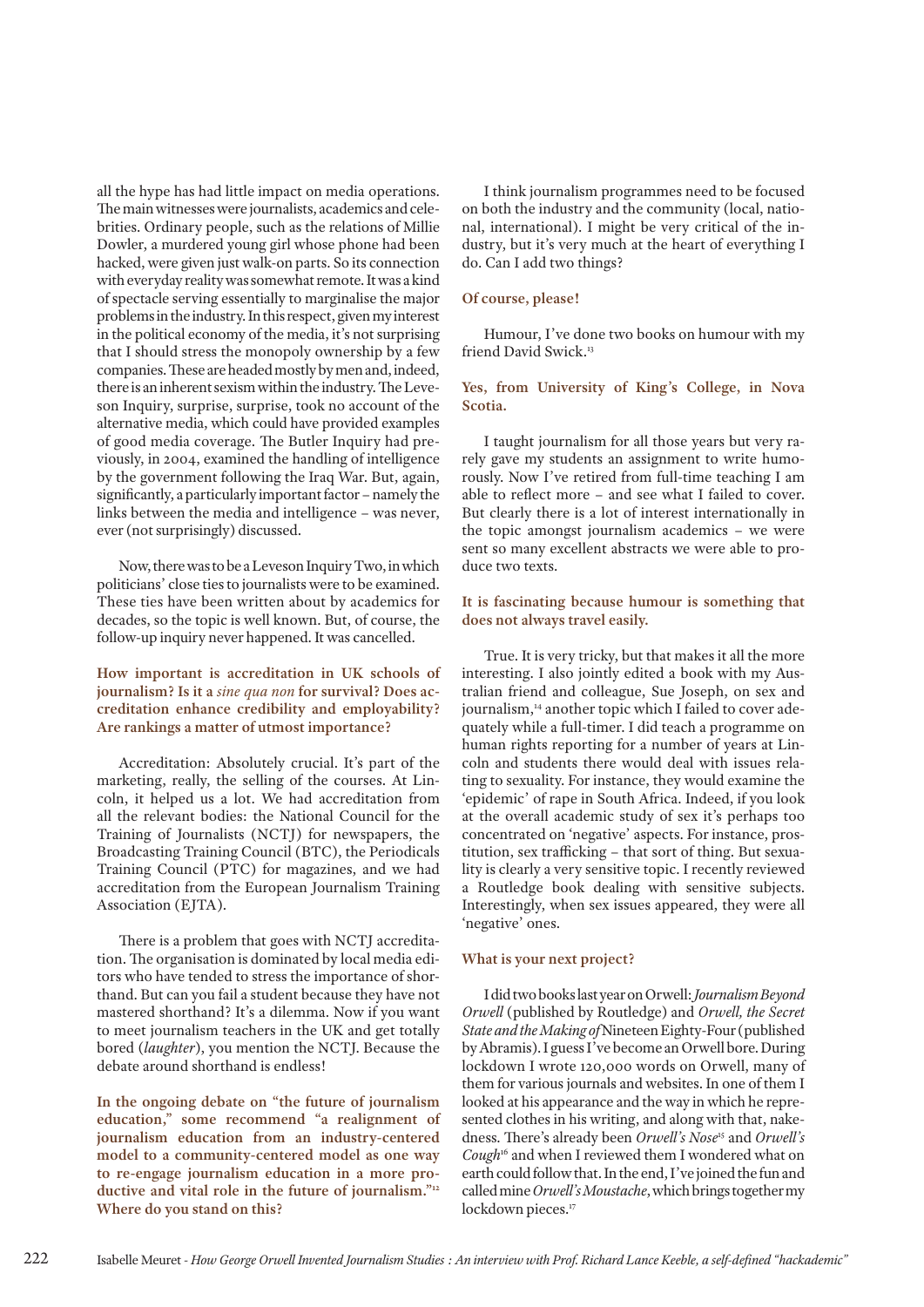all the hype has had little impact on media operations. The main witnesses were journalists, academics and celebrities. Ordinary people, such as the relations of Millie Dowler, a murdered young girl whose phone had been hacked, were given just walk-on parts. So its connection with everyday reality was somewhat remote. It was a kind of spectacle serving essentially to marginalise the major problems in the industry. In this respect, given my interest in the political economy of the media, it's not surprising that I should stress the monopoly ownership by a few companies. These are headed mostly by men and, indeed, there is an inherent sexism within the industry. The Leveson Inquiry, surprise, surprise, took no account of the alternative media, which could have provided examples of good media coverage. The Butler Inquiry had previously, in 2004, examined the handling of intelligence by the government following the Iraq War. But, again, significantly, a particularly important factor – namely the links between the media and intelligence – was never, ever (not surprisingly) discussed.

Now, there was to be a Leveson Inquiry Two, in which politicians' close ties to journalists were to be examined. These ties have been written about by academics for decades, so the topic is well known. But, of course, the follow-up inquiry never happened. It was cancelled.

**How important is accreditation in UK schools of journalism? Is it a *sine qua non* for survival? Does accreditation enhance credibility and employability? Are rankings a matter of utmost importance?**

Accreditation: Absolutely crucial. It's part of the marketing, really, the selling of the courses. At Lincoln, it helped us a lot. We had accreditation from all the relevant bodies: the National Council for the Training of Journalists (NCTJ) for newspapers, the Broadcasting Training Council (BTC), the Periodicals Training Council (PTC) for magazines, and we had accreditation from the European Journalism Training Association (EJTA).

There is a problem that goes with NCTJ accreditation. The organisation is dominated by local media editors who have tended to stress the importance of shorthand. But can you fail a student because they have not mastered shorthand? It's a dilemma. Now if you want to meet journalism teachers in the UK and get totally bored (*laughter*), you mention the NCTJ. Because the debate around shorthand is endless!

**In the ongoing debate on "the future of journalism education," some recommend "a realignment of journalism education from an industry-centered model to a community-centered model as one way to re-engage journalism education in a more productive and vital role in the future of journalism."[12] Where do you stand on this?**

I think journalism programmes need to be focused on both the industry and the community (local, national, international). I might be very critical of the industry, but it's very much at the heart of everything I do. Can I add two things?

**Of course, please!**

Humour, I've done two books on humour with my friend David Swick.[13]

**Yes, from University of King's College, in Nova Scotia.**

I taught journalism for all those years but very rarely gave my students an assignment to write humorously. Now I've retired from full-time teaching I am able to reflect more – and see what I failed to cover. But clearly there is a lot of interest internationally in the topic amongst journalism academics – we were sent so many excellent abstracts we were able to produce two texts.

**It is fascinating because humour is something that does not always travel easily.**

True. It is very tricky, but that makes it all the more interesting. I also jointly edited a book with my Australian friend and colleague, Sue Joseph, on sex and journalism,[14] another topic which I failed to cover adequately while a full-timer. I did teach a programme on human rights reporting for a number of years at Lincoln and students there would deal with issues relating to sexuality. For instance, they would examine the 'epidemic' of rape in South Africa. Indeed, if you look at the overall academic study of sex it's perhaps too concentrated on 'negative' aspects. For instance, prostitution, sex trafficking – that sort of thing. But sexuality is clearly a very sensitive topic. I recently reviewed a Routledge book dealing with sensitive subjects. Interestingly, when sex issues appeared, they were all 'negative' ones.

**What is your next project?**

I did two books last year on Orwell: *Journalism Beyond Orwell* (published by Routledge) and *Orwell, the Secret State and the Making of* Nineteen Eighty-Four (published by Abramis). I guess I've become an Orwell bore. During lockdown I wrote 120,000 words on Orwell, many of them for various journals and websites. In one of them I looked at his appearance and the way in which he represented clothes in his writing, and along with that, nakedness. There's already been *Orwell's Nose*[15] and *Orwell's Cough*[16] and when I reviewed them I wondered what on earth could follow that. In the end, I've joined the fun and called mine *Orwell's Moustache*, which brings together my lockdown pieces.[17]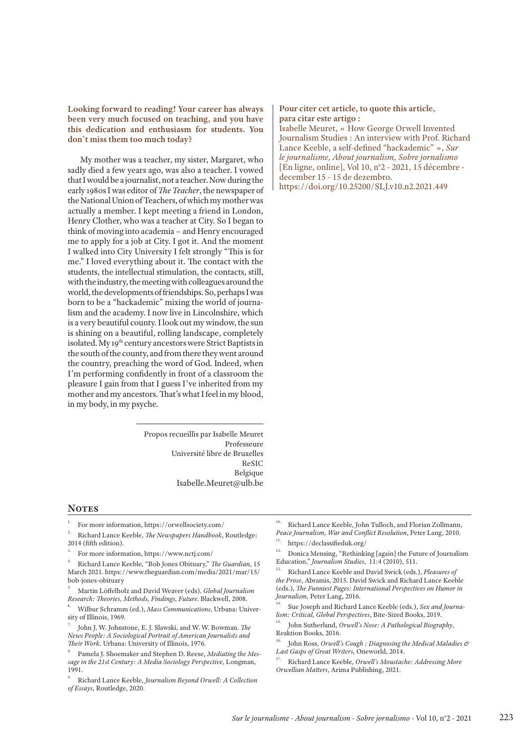**Looking forward to reading! Your career has always been very much focused on teaching, and you have this dedication and enthusiasm for students. You don't miss them too much today?**

My mother was a teacher, my sister, Margaret, who sadly died a few years ago, was also a teacher. I vowed that I would be a journalist, not a teacher. Now during the early 1980s I was editor of *The Teacher*, the newspaper of the National Union of Teachers, of which my mother was actually a member. I kept meeting a friend in London, Henry Clother, who was a teacher at City. So I began to think of moving into academia – and Henry encouraged me to apply for a job at City. I got it. And the moment I walked into City University I felt strongly "This is for me." I loved everything about it. The contact with the students, the intellectual stimulation, the contacts, still, with the industry, the meeting with colleagues around the world, the developments of friendships. So, perhaps I was born to be a "hackademic" mixing the world of journalism and the academy. I now live in Lincolnshire, which is a very beautiful county. I look out my window, the sun is shining on a beautiful, rolling landscape, completely isolated. My 19th century ancestors were Strict Baptists in the south of the county, and from there they went around the country, preaching the word of God. Indeed, when I'm performing confidently in front of a classroom the pleasure I gain from that I guess I've inherited from my mother and my ancestors. That's what I feel in my blood, in my body, in my psyche.

Propos recueillis par Isabelle Meuret
Professeure
Université libre de Bruxelles
ReSIC
Belgique
Isabelle.Meuret@ulb.be

**Pour citer cet article, to quote this article, para citar este artigo :**
Isabelle Meuret, « How George Orwell Invented Journalism Studies : An interview with Prof. Richard Lance Keeble, a self-defined "hackademic" », *Sur le journalisme, About journalism, Sobre jornalismo* [En ligne, online], Vol 10, n°2 - 2021, 15 décembre - december 15 - 15 de dezembro.
https://doi.org/10.25200/SLJ.v10.n2.2021.449

## Notes

1. For more information, https://orwellsociety.com/
2. Richard Lance Keeble, *The Newspapers Handbook*, Routledge: 2014 (fifth edition).
3. For more information, https://www.nctj.com/
4. Richard Lance Keeble, "Bob Jones Obituary," *The Guardian*, 15 March 2021. https://www.theguardian.com/media/2021/mar/15/bob-jones-obituary
5. Martin Löffelholz and David Weaver (eds). *Global Journalism Research: Theories, Methods, Findings, Future*. Blackwell, 2008.
6. Wilbur Schramm (ed.), *Mass Communications*, Urbana: University of Illinois, 1969.
7. John J. W. Johnstone, E. J. Slawski, and W. W. Bowman. *The News People: A Sociological Portrait of American Journalists and Their Work*. Urbana: University of Illinois, 1976.
8. Pamela J. Shoemaker and Stephen D. Reese, *Mediating the Message in the 21st Century: A Media Sociology Perspective*, Longman, 1991.
9. Richard Lance Keeble, *Journalism Beyond Orwell: A Collection of Essays*, Routledge, 2020.
10. Richard Lance Keeble, John Tulloch, and Florian Zollmann, *Peace Journalism, War and Conflict Resolution*, Peter Lang, 2010.
11. https://declassifieduk.org/
12. Donica Mensing, "Rethinking [again] the Future of Journalism Education," *Journalism Studies*, 11:4 (2010), 511.
13. Richard Lance Keeble and David Swick (eds.), *Pleasures of the Prose*, Abramis, 2015. David Swick and Richard Lance Keeble (eds.), *The Funniest Pages: International Perspectives on Humor in Journalism*, Peter Lang, 2016.
14. Sue Joseph and Richard Lance Keeble (eds.), *Sex and Journalism: Critical, Global Perspectives*, Bite-Sized Books, 2019.
15. John Sutherland, *Orwell's Nose: A Pathological Biography*, Reaktion Books, 2016.
16. John Ross, *Orwell's Cough : Diagnosing the Medical Maladies & Last Gasps of Great Writers*, Oneworld, 2014.
17. Richard Lance Keeble, *Orwell's Moustache: Addressing More Orwellian Matters*, Arima Publishing, 2021.